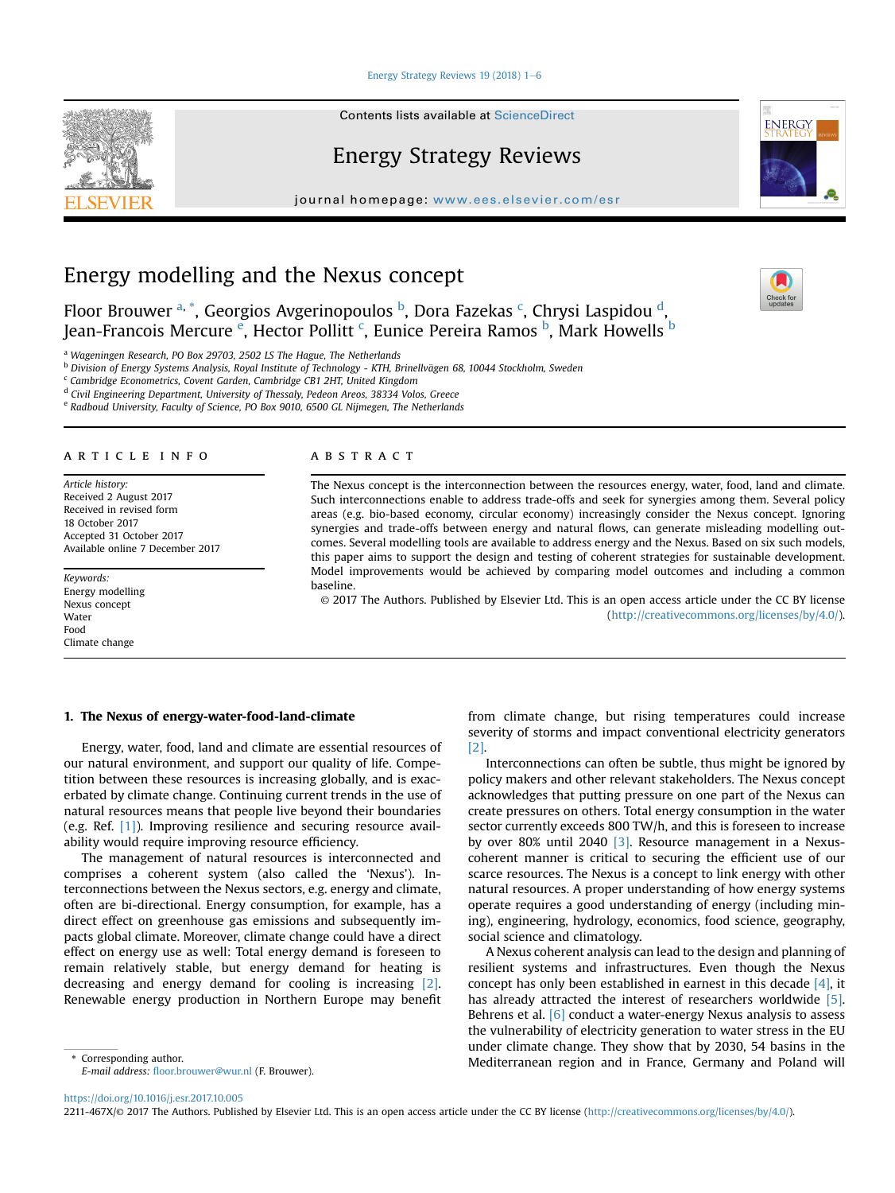# Energy modelling and the Nexus concept

Floor Brouwer [a, *], Georgios Avgerinopoulos [b], Dora Fazekas [c], Chrysi Laspidou [d], Jean-Francois Mercure [e], Hector Pollitt [c], Eunice Pereira Ramos [b], Mark Howells [b]

[a] Wageningen Research, PO Box 29703, 2502 LS The Hague, The Netherlands
[b] Division of Energy Systems Analysis, Royal Institute of Technology - KTH, Brinellvägen 68, 10044 Stockholm, Sweden
[c] Cambridge Econometrics, Covent Garden, Cambridge CB1 2HT, United Kingdom
[d] Civil Engineering Department, University of Thessaly, Pedeon Areos, 38334 Volos, Greece
[e] Radboud University, Faculty of Science, PO Box 9010, 6500 GL Nijmegen, The Netherlands

## ARTICLE INFO

*Article history:*
Received 2 August 2017
Received in revised form
18 October 2017
Accepted 31 October 2017
Available online 7 December 2017

*Keywords:*
Energy modelling
Nexus concept
Water
Food
Climate change

## ABSTRACT

The Nexus concept is the interconnection between the resources energy, water, food, land and climate. Such interconnections enable to address trade-offs and seek for synergies among them. Several policy areas (e.g. bio-based economy, circular economy) increasingly consider the Nexus concept. Ignoring synergies and trade-offs between energy and natural flows, can generate misleading modelling outcomes. Several modelling tools are available to address energy and the Nexus. Based on six such models, this paper aims to support the design and testing of coherent strategies for sustainable development. Model improvements would be achieved by comparing model outcomes and including a common baseline.

© 2017 The Authors. Published by Elsevier Ltd. This is an open access article under the CC BY license (http://creativecommons.org/licenses/by/4.0/).

## 1. The Nexus of energy-water-food-land-climate

Energy, water, food, land and climate are essential resources of our natural environment, and support our quality of life. Competition between these resources is increasing globally, and is exacerbated by climate change. Continuing current trends in the use of natural resources means that people live beyond their boundaries (e.g. Ref. [1]). Improving resilience and securing resource availability would require improving resource efficiency.

The management of natural resources is interconnected and comprises a coherent system (also called the 'Nexus'). Interconnections between the Nexus sectors, e.g. energy and climate, often are bi-directional. Energy consumption, for example, has a direct effect on greenhouse gas emissions and subsequently impacts global climate. Moreover, climate change could have a direct effect on energy use as well: Total energy demand is foreseen to remain relatively stable, but energy demand for heating is decreasing and energy demand for cooling is increasing [2]. Renewable energy production in Northern Europe may benefit from climate change, but rising temperatures could increase severity of storms and impact conventional electricity generators [2].

Interconnections can often be subtle, thus might be ignored by policy makers and other relevant stakeholders. The Nexus concept acknowledges that putting pressure on one part of the Nexus can create pressures on others. Total energy consumption in the water sector currently exceeds 800 TW/h, and this is foreseen to increase by over 80% until 2040 [3]. Resource management in a Nexus-coherent manner is critical to securing the efficient use of our scarce resources. The Nexus is a concept to link energy with other natural resources. A proper understanding of how energy systems operate requires a good understanding of energy (including mining), engineering, hydrology, economics, food science, geography, social science and climatology.

A Nexus coherent analysis can lead to the design and planning of resilient systems and infrastructures. Even though the Nexus concept has only been established in earnest in this decade [4], it has already attracted the interest of researchers worldwide [5]. Behrens et al. [6] conduct a water-energy Nexus analysis to assess the vulnerability of electricity generation to water stress in the EU under climate change. They show that by 2030, 54 basins in the Mediterranean region and in France, Germany and Poland will

\* Corresponding author.
*E-mail address:* floor.brouwer@wur.nl (F. Brouwer).

https://doi.org/10.1016/j.esr.2017.10.005
2211-467X/© 2017 The Authors. Published by Elsevier Ltd. This is an open access article under the CC BY license (http://creativecommons.org/licenses/by/4.0/).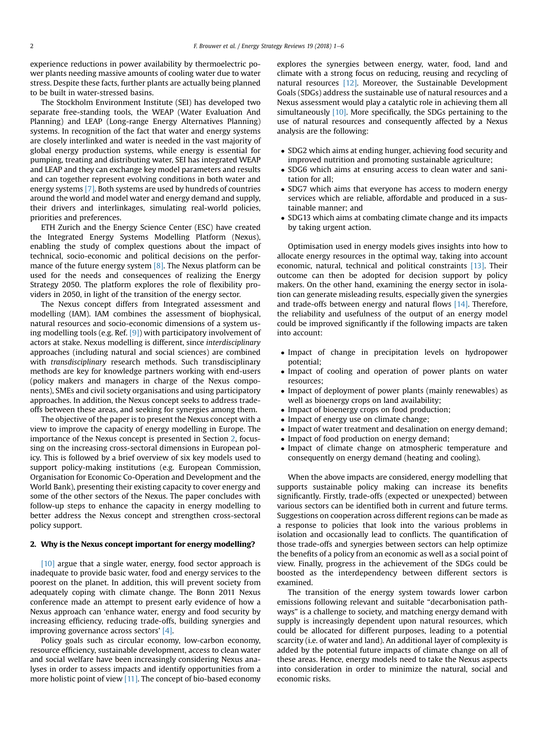experience reductions in power availability by thermoelectric power plants needing massive amounts of cooling water due to water stress. Despite these facts, further plants are actually being planned to be built in water-stressed basins.

The Stockholm Environment Institute (SEI) has developed two separate free-standing tools, the WEAP (Water Evaluation And Planning) and LEAP (Long-range Energy Alternatives Planning) systems. In recognition of the fact that water and energy systems are closely interlinked and water is needed in the vast majority of global energy production systems, while energy is essential for pumping, treating and distributing water, SEI has integrated WEAP and LEAP and they can exchange key model parameters and results and can together represent evolving conditions in both water and energy systems [7]. Both systems are used by hundreds of countries around the world and model water and energy demand and supply, their drivers and interlinkages, simulating real-world policies, priorities and preferences.

ETH Zurich and the Energy Science Center (ESC) have created the Integrated Energy Systems Modelling Platform (Nexus), enabling the study of complex questions about the impact of technical, socio-economic and political decisions on the performance of the future energy system [8]. The Nexus platform can be used for the needs and consequences of realizing the Energy Strategy 2050. The platform explores the role of flexibility providers in 2050, in light of the transition of the energy sector.

The Nexus concept differs from Integrated assessment and modelling (IAM). IAM combines the assessment of biophysical, natural resources and socio-economic dimensions of a system using modelling tools (e.g. Ref. [9]) with participatory involvement of actors at stake. Nexus modelling is different, since *interdisciplinary* approaches (including natural and social sciences) are combined with *transdisciplinary* research methods. Such transdisciplinary methods are key for knowledge partners working with end-users (policy makers and managers in charge of the Nexus components), SMEs and civil society organisations and using participatory approaches. In addition, the Nexus concept seeks to address trade-offs between these areas, and seeking for synergies among them.

The objective of the paper is to present the Nexus concept with a view to improve the capacity of energy modelling in Europe. The importance of the Nexus concept is presented in Section 2, focussing on the increasing cross-sectoral dimensions in European policy. This is followed by a brief overview of six key models used to support policy-making institutions (e.g. European Commission, Organisation for Economic Co-Operation and Development and the World Bank), presenting their existing capacity to cover energy and some of the other sectors of the Nexus. The paper concludes with follow-up steps to enhance the capacity in energy modelling to better address the Nexus concept and strengthen cross-sectoral policy support.

## 2. Why is the Nexus concept important for energy modelling?

[10] argue that a single water, energy, food sector approach is inadequate to provide basic water, food and energy services to the poorest on the planet. In addition, this will prevent society from adequately coping with climate change. The Bonn 2011 Nexus conference made an attempt to present early evidence of how a Nexus approach can 'enhance water, energy and food security by increasing efficiency, reducing trade-offs, building synergies and improving governance across sectors' [4].

Policy goals such as circular economy, low-carbon economy, resource efficiency, sustainable development, access to clean water and social welfare have been increasingly considering Nexus analyses in order to assess impacts and identify opportunities from a more holistic point of view [11]. The concept of bio-based economy explores the synergies between energy, water, food, land and climate with a strong focus on reducing, reusing and recycling of natural resources [12]. Moreover, the Sustainable Development Goals (SDGs) address the sustainable use of natural resources and a Nexus assessment would play a catalytic role in achieving them all simultaneously [10]. More specifically, the SDGs pertaining to the use of natural resources and consequently affected by a Nexus analysis are the following:

- SDG2 which aims at ending hunger, achieving food security and improved nutrition and promoting sustainable agriculture;
- SDG6 which aims at ensuring access to clean water and sanitation for all;
- SDG7 which aims that everyone has access to modern energy services which are reliable, affordable and produced in a sustainable manner; and
- SDG13 which aims at combating climate change and its impacts by taking urgent action.

Optimisation used in energy models gives insights into how to allocate energy resources in the optimal way, taking into account economic, natural, technical and political constraints [13]. Their outcome can then be adopted for decision support by policy makers. On the other hand, examining the energy sector in isolation can generate misleading results, especially given the synergies and trade-offs between energy and natural flows [14]. Therefore, the reliability and usefulness of the output of an energy model could be improved significantly if the following impacts are taken into account:

- Impact of change in precipitation levels on hydropower potential;
- Impact of cooling and operation of power plants on water resources;
- Impact of deployment of power plants (mainly renewables) as well as bioenergy crops on land availability;
- Impact of bioenergy crops on food production;
- Impact of energy use on climate change;
- Impact of water treatment and desalination on energy demand;
- Impact of food production on energy demand;
- Impact of climate change on atmospheric temperature and consequently on energy demand (heating and cooling).

When the above impacts are considered, energy modelling that supports sustainable policy making can increase its benefits significantly. Firstly, trade-offs (expected or unexpected) between various sectors can be identified both in current and future terms. Suggestions on cooperation across different regions can be made as a response to policies that look into the various problems in isolation and occasionally lead to conflicts. The quantification of those trade-offs and synergies between sectors can help optimize the benefits of a policy from an economic as well as a social point of view. Finally, progress in the achievement of the SDGs could be boosted as the interdependency between different sectors is examined.

The transition of the energy system towards lower carbon emissions following relevant and suitable "decarbonisation pathways" is a challenge to society, and matching energy demand with supply is increasingly dependent upon natural resources, which could be allocated for different purposes, leading to a potential scarcity (i.e. of water and land). An additional layer of complexity is added by the potential future impacts of climate change on all of these areas. Hence, energy models need to take the Nexus aspects into consideration in order to minimize the natural, social and economic risks.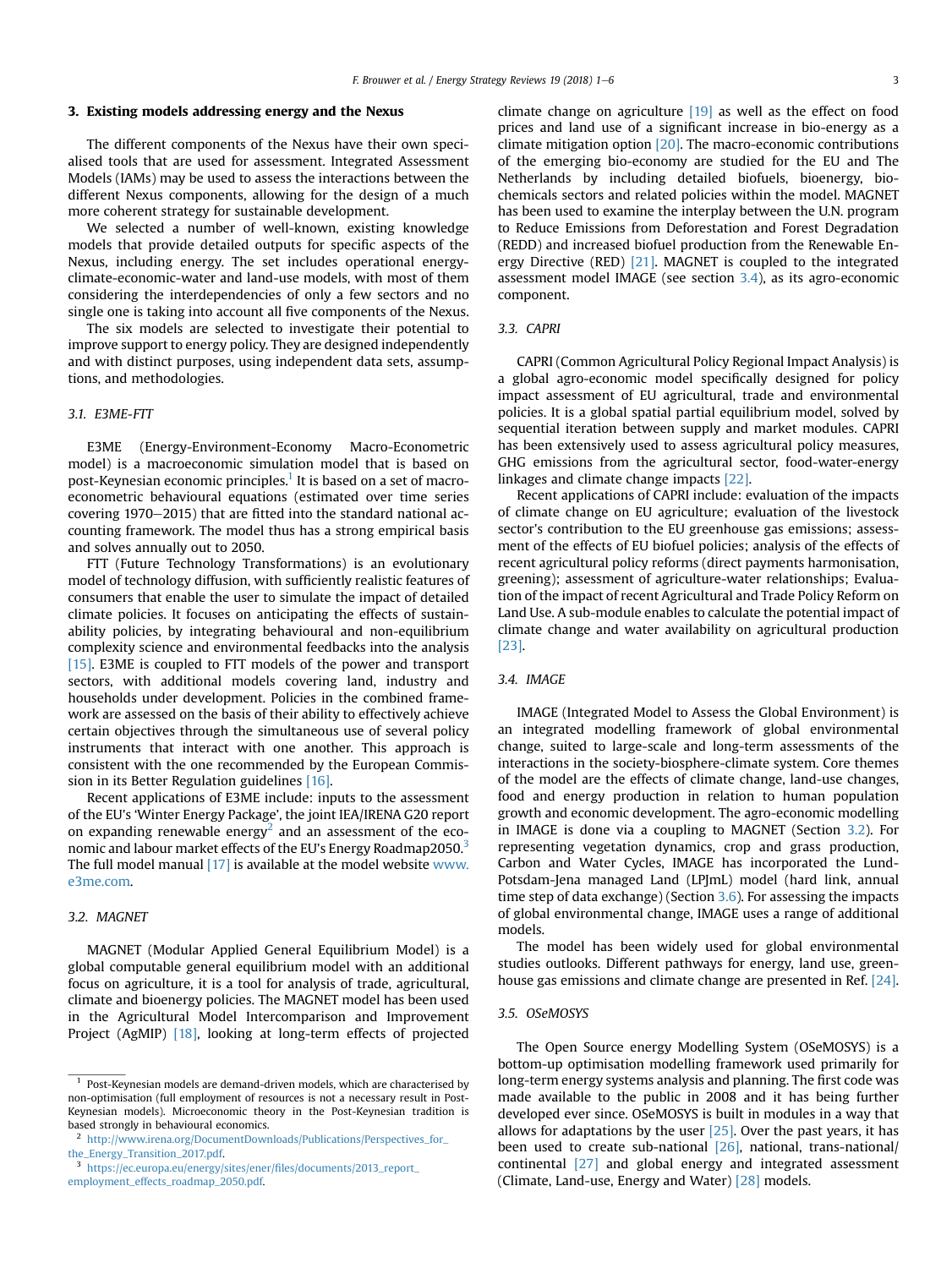## 3. Existing models addressing energy and the Nexus

The different components of the Nexus have their own specialised tools that are used for assessment. Integrated Assessment Models (IAMs) may be used to assess the interactions between the different Nexus components, allowing for the design of a much more coherent strategy for sustainable development.

We selected a number of well-known, existing knowledge models that provide detailed outputs for specific aspects of the Nexus, including energy. The set includes operational energy-climate-economic-water and land-use models, with most of them considering the interdependencies of only a few sectors and no single one is taking into account all five components of the Nexus.

The six models are selected to investigate their potential to improve support to energy policy. They are designed independently and with distinct purposes, using independent data sets, assumptions, and methodologies.

### 3.1. E3ME-FTT

E3ME (Energy-Environment-Economy Macro-Econometric model) is a macroeconomic simulation model that is based on post-Keynesian economic principles.[1] It is based on a set of macro-econometric behavioural equations (estimated over time series covering 1970–2015) that are fitted into the standard national accounting framework. The model thus has a strong empirical basis and solves annually out to 2050.

FTT (Future Technology Transformations) is an evolutionary model of technology diffusion, with sufficiently realistic features of consumers that enable the user to simulate the impact of detailed climate policies. It focuses on anticipating the effects of sustainability policies, by integrating behavioural and non-equilibrium complexity science and environmental feedbacks into the analysis [15]. E3ME is coupled to FTT models of the power and transport sectors, with additional models covering land, industry and households under development. Policies in the combined framework are assessed on the basis of their ability to effectively achieve certain objectives through the simultaneous use of several policy instruments that interact with one another. This approach is consistent with the one recommended by the European Commission in its Better Regulation guidelines [16].

Recent applications of E3ME include: inputs to the assessment of the EU's 'Winter Energy Package', the joint IEA/IRENA G20 report on expanding renewable energy[2] and an assessment of the economic and labour market effects of the EU's Energy Roadmap2050.[3] The full model manual [17] is available at the model website www.e3me.com.

### 3.2. MAGNET

MAGNET (Modular Applied General Equilibrium Model) is a global computable general equilibrium model with an additional focus on agriculture, it is a tool for analysis of trade, agricultural, climate and bioenergy policies. The MAGNET model has been used in the Agricultural Model Intercomparison and Improvement Project (AgMIP) [18], looking at long-term effects of projected climate change on agriculture [19] as well as the effect on food prices and land use of a significant increase in bio-energy as a climate mitigation option [20]. The macro-economic contributions of the emerging bio-economy are studied for the EU and The Netherlands by including detailed biofuels, bioenergy, bio-chemicals sectors and related policies within the model. MAGNET has been used to examine the interplay between the U.N. program to Reduce Emissions from Deforestation and Forest Degradation (REDD) and increased biofuel production from the Renewable Energy Directive (RED) [21]. MAGNET is coupled to the integrated assessment model IMAGE (see section 3.4), as its agro-economic component.

### 3.3. CAPRI

CAPRI (Common Agricultural Policy Regional Impact Analysis) is a global agro-economic model specifically designed for policy impact assessment of EU agricultural, trade and environmental policies. It is a global spatial partial equilibrium model, solved by sequential iteration between supply and market modules. CAPRI has been extensively used to assess agricultural policy measures, GHG emissions from the agricultural sector, food-water-energy linkages and climate change impacts [22].

Recent applications of CAPRI include: evaluation of the impacts of climate change on EU agriculture; evaluation of the livestock sector's contribution to the EU greenhouse gas emissions; assessment of the effects of EU biofuel policies; analysis of the effects of recent agricultural policy reforms (direct payments harmonisation, greening); assessment of agriculture-water relationships; Evaluation of the impact of recent Agricultural and Trade Policy Reform on Land Use. A sub-module enables to calculate the potential impact of climate change and water availability on agricultural production [23].

### 3.4. IMAGE

IMAGE (Integrated Model to Assess the Global Environment) is an integrated modelling framework of global environmental change, suited to large-scale and long-term assessments of the interactions in the society-biosphere-climate system. Core themes of the model are the effects of climate change, land-use changes, food and energy production in relation to human population growth and economic development. The agro-economic modelling in IMAGE is done via a coupling to MAGNET (Section 3.2). For representing vegetation dynamics, crop and grass production, Carbon and Water Cycles, IMAGE has incorporated the Lund-Potsdam-Jena managed Land (LPJmL) model (hard link, annual time step of data exchange) (Section 3.6). For assessing the impacts of global environmental change, IMAGE uses a range of additional models.

The model has been widely used for global environmental studies outlooks. Different pathways for energy, land use, greenhouse gas emissions and climate change are presented in Ref. [24].

### 3.5. OSeMOSYS

The Open Source energy Modelling System (OSeMOSYS) is a bottom-up optimisation modelling framework used primarily for long-term energy systems analysis and planning. The first code was made available to the public in 2008 and it has being further developed ever since. OSeMOSYS is built in modules in a way that allows for adaptations by the user [25]. Over the past years, it has been used to create sub-national [26], national, trans-national/continental [27] and global energy and integrated assessment (Climate, Land-use, Energy and Water) [28] models.

---

[1] Post-Keynesian models are demand-driven models, which are characterised by non-optimisation (full employment of resources is not a necessary result in Post-Keynesian models). Microeconomic theory in the Post-Keynesian tradition is based strongly in behavioural economics.

[2] http://www.irena.org/DocumentDownloads/Publications/Perspectives_for_the_Energy_Transition_2017.pdf.

[3] https://ec.europa.eu/energy/sites/ener/files/documents/2013_report_employment_effects_roadmap_2050.pdf.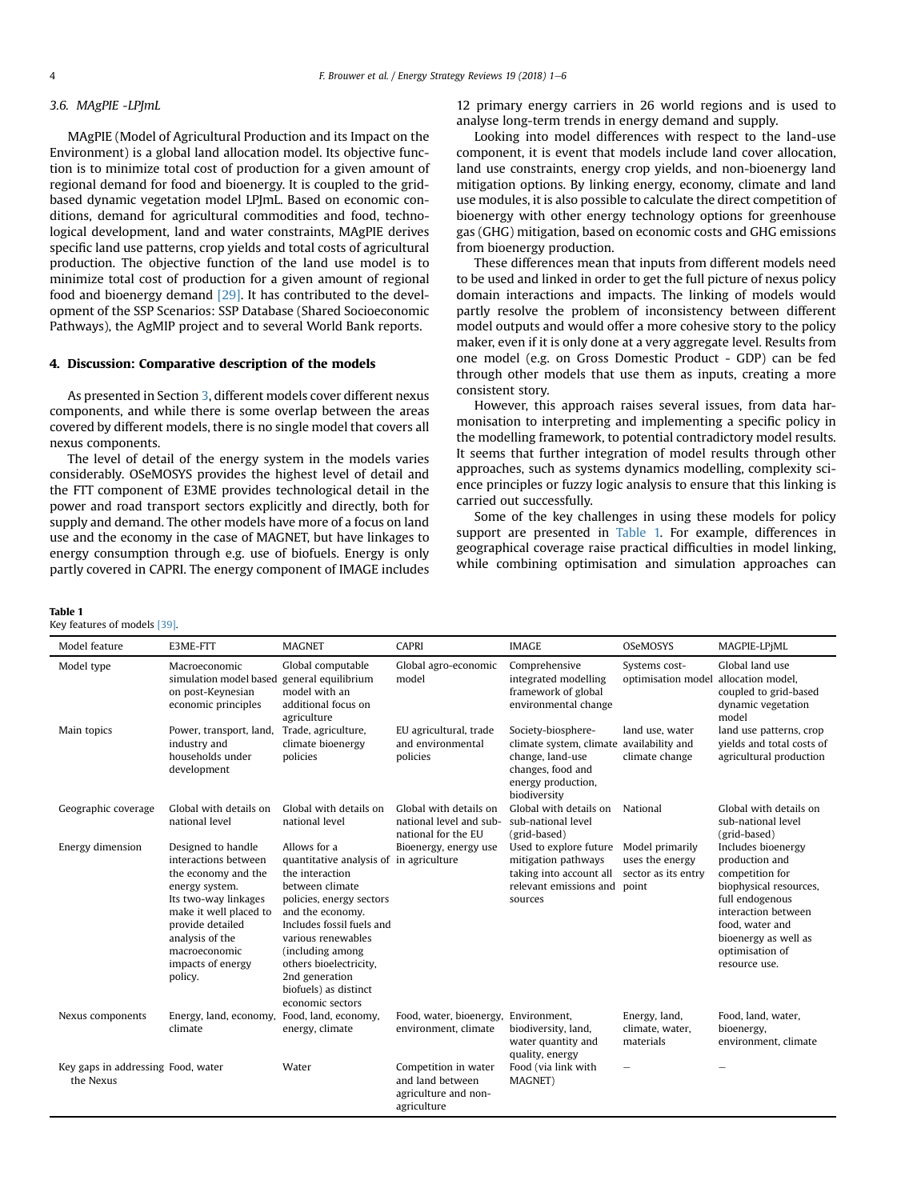### 3.6. MAgPIE -LPJmL

MAgPIE (Model of Agricultural Production and its Impact on the Environment) is a global land allocation model. Its objective function is to minimize total cost of production for a given amount of regional demand for food and bioenergy. It is coupled to the grid-based dynamic vegetation model LPJmL. Based on economic conditions, demand for agricultural commodities and food, technological development, land and water constraints, MAgPIE derives specific land use patterns, crop yields and total costs of agricultural production. The objective function of the land use model is to minimize total cost of production for a given amount of regional food and bioenergy demand [29]. It has contributed to the development of the SSP Scenarios: SSP Database (Shared Socioeconomic Pathways), the AgMIP project and to several World Bank reports.

## 4. Discussion: Comparative description of the models

As presented in Section 3, different models cover different nexus components, and while there is some overlap between the areas covered by different models, there is no single model that covers all nexus components.

The level of detail of the energy system in the models varies considerably. OSeMOSYS provides the highest level of detail and the FTT component of E3ME provides technological detail in the power and road transport sectors explicitly and directly, both for supply and demand. The other models have more of a focus on land use and the economy in the case of MAGNET, but have linkages to energy consumption through e.g. use of biofuels. Energy is only partly covered in CAPRI. The energy component of IMAGE includes 12 primary energy carriers in 26 world regions and is used to analyse long-term trends in energy demand and supply.

Looking into model differences with respect to the land-use component, it is event that models include land cover allocation, land use constraints, energy crop yields, and non-bioenergy land mitigation options. By linking energy, economy, climate and land use modules, it is also possible to calculate the direct competition of bioenergy with other energy technology options for greenhouse gas (GHG) mitigation, based on economic costs and GHG emissions from bioenergy production.

These differences mean that inputs from different models need to be used and linked in order to get the full picture of nexus policy domain interactions and impacts. The linking of models would partly resolve the problem of inconsistency between different model outputs and would offer a more cohesive story to the policy maker, even if it is only done at a very aggregate level. Results from one model (e.g. on Gross Domestic Product - GDP) can be fed through other models that use them as inputs, creating a more consistent story.

However, this approach raises several issues, from data harmonisation to interpreting and implementing a specific policy in the modelling framework, to potential contradictory model results. It seems that further integration of model results through other approaches, such as systems dynamics modelling, complexity science principles or fuzzy logic analysis to ensure that this linking is carried out successfully.

Some of the key challenges in using these models for policy support are presented in Table 1. For example, differences in geographical coverage raise practical difficulties in model linking, while combining optimisation and simulation approaches can

**Table 1**
Key features of models [39].

| Model feature | E3ME-FTT | MAGNET | CAPRI | IMAGE | OSeMOSYS | MAGPIE-LPjML |
|---|---|---|---|---|---|---|
| Model type | Macroeconomic simulation model based on post-Keynesian economic principles | Global computable general equilibrium model with an additional focus on agriculture | Global agro-economic model | Comprehensive integrated modelling framework of global environmental change | Systems cost-optimisation model | Global land use allocation model, coupled to grid-based dynamic vegetation model |
| Main topics | Power, transport, land, industry and households under development | Trade, agriculture, climate bioenergy policies | EU agricultural, trade and environmental policies | Society-biosphere-climate system, climate change, land-use changes, food and energy production, biodiversity | land use, water availability and climate change | land use patterns, crop yields and total costs of agricultural production |
| Geographic coverage | Global with details on national level | Global with details on national level | Global with details on national level and sub-national for the EU | Global with details on sub-national level (grid-based) | National | Global with details on sub-national level (grid-based) |
| Energy dimension | Designed to handle interactions between the economy and the energy system. Its two-way linkages make it well placed to provide detailed analysis of the macroeconomic impacts of energy policy. | Allows for a quantitative analysis of the interaction between climate policies, energy sectors and the economy. Includes fossil fuels and various renewables (including among others bioelectricity, 2nd generation biofuels) as distinct economic sectors | Bioenergy, energy use in agriculture | Used to explore future mitigation pathways taking into account all relevant emissions and sources | Model primarily uses the energy sector as its entry point | Includes bioenergy production and competition for biophysical resources, full endogenous interaction between food, water and bioenergy as well as optimisation of resource use. |
| Nexus components | Energy, land, economy, climate | Food, land, economy, energy, climate | Food, water, bioenergy, environment, climate | Environment, biodiversity, land, water quantity and quality, energy | Energy, land, climate, water, materials | Food, land, water, bioenergy, environment, climate |
| Key gaps in addressing the Nexus | Food, water | Water | Competition in water and land between agriculture and non-agriculture | Food (via link with MAGNET) | – | – |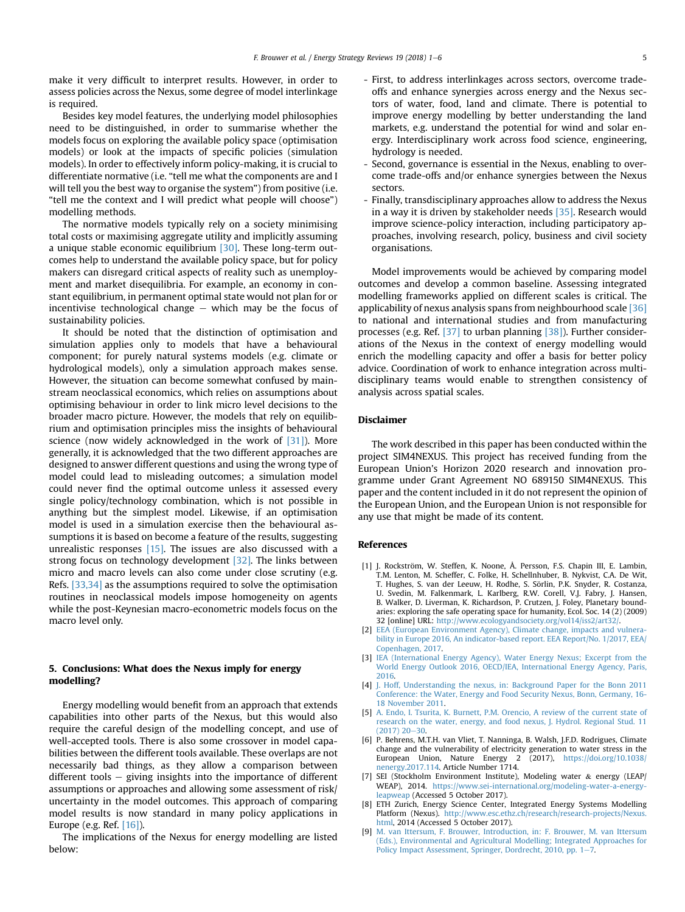make it very difficult to interpret results. However, in order to assess policies across the Nexus, some degree of model interlinkage is required.

Besides key model features, the underlying model philosophies need to be distinguished, in order to summarise whether the models focus on exploring the available policy space (optimisation models) or look at the impacts of specific policies (simulation models). In order to effectively inform policy-making, it is crucial to differentiate normative (i.e. "tell me what the components are and I will tell you the best way to organise the system") from positive (i.e. "tell me the context and I will predict what people will choose") modelling methods.

The normative models typically rely on a society minimising total costs or maximising aggregate utility and implicitly assuming a unique stable economic equilibrium [30]. These long-term outcomes help to understand the available policy space, but for policy makers can disregard critical aspects of reality such as unemployment and market disequilibria. For example, an economy in constant equilibrium, in permanent optimal state would not plan for or incentivise technological change − which may be the focus of sustainability policies.

It should be noted that the distinction of optimisation and simulation applies only to models that have a behavioural component; for purely natural systems models (e.g. climate or hydrological models), only a simulation approach makes sense. However, the situation can become somewhat confused by mainstream neoclassical economics, which relies on assumptions about optimising behaviour in order to link micro level decisions to the broader macro picture. However, the models that rely on equilibrium and optimisation principles miss the insights of behavioural science (now widely acknowledged in the work of [31]). More generally, it is acknowledged that the two different approaches are designed to answer different questions and using the wrong type of model could lead to misleading outcomes; a simulation model could never find the optimal outcome unless it assessed every single policy/technology combination, which is not possible in anything but the simplest model. Likewise, if an optimisation model is used in a simulation exercise then the behavioural assumptions it is based on become a feature of the results, suggesting unrealistic responses [15]. The issues are also discussed with a strong focus on technology development [32]. The links between micro and macro levels can also come under close scrutiny (e.g. Refs. [33,34] as the assumptions required to solve the optimisation routines in neoclassical models impose homogeneity on agents while the post-Keynesian macro-econometric models focus on the macro level only.

## 5. Conclusions: What does the Nexus imply for energy modelling?

Energy modelling would benefit from an approach that extends capabilities into other parts of the Nexus, but this would also require the careful design of the modelling concept, and use of well-accepted tools. There is also some crossover in model capabilities between the different tools available. These overlaps are not necessarily bad things, as they allow a comparison between different tools − giving insights into the importance of different assumptions or approaches and allowing some assessment of risk/uncertainty in the model outcomes. This approach of comparing model results is now standard in many policy applications in Europe (e.g. Ref. [16]).

The implications of the Nexus for energy modelling are listed below:

- First, to address interlinkages across sectors, overcome trade-offs and enhance synergies across energy and the Nexus sectors of water, food, land and climate. There is potential to improve energy modelling by better understanding the land markets, e.g. understand the potential for wind and solar energy. Interdisciplinary work across food science, engineering, hydrology is needed.
- Second, governance is essential in the Nexus, enabling to overcome trade-offs and/or enhance synergies between the Nexus sectors.
- Finally, transdisciplinary approaches allow to address the Nexus in a way it is driven by stakeholder needs [35]. Research would improve science-policy interaction, including participatory approaches, involving research, policy, business and civil society organisations.

Model improvements would be achieved by comparing model outcomes and develop a common baseline. Assessing integrated modelling frameworks applied on different scales is critical. The applicability of nexus analysis spans from neighbourhood scale [36] to national and international studies and from manufacturing processes (e.g. Ref. [37] to urban planning [38]). Further considerations of the Nexus in the context of energy modelling would enrich the modelling capacity and offer a basis for better policy advice. Coordination of work to enhance integration across multidisciplinary teams would enable to strengthen consistency of analysis across spatial scales.

## Disclaimer

The work described in this paper has been conducted within the project SIM4NEXUS. This project has received funding from the European Union's Horizon 2020 research and innovation programme under Grant Agreement NO 689150 SIM4NEXUS. This paper and the content included in it do not represent the opinion of the European Union, and the European Union is not responsible for any use that might be made of its content.

## References

[1] J. Rockström, W. Steffen, K. Noone, Å. Persson, F.S. Chapin III, E. Lambin, T.M. Lenton, M. Scheffer, C. Folke, H. Schellnhuber, B. Nykvist, C.A. De Wit, T. Hughes, S. van der Leeuw, H. Rodhe, S. Sörlin, P.K. Snyder, R. Costanza, U. Svedin, M. Falkenmark, L. Karlberg, R.W. Corell, V.J. Fabry, J. Hansen, B. Walker, D. Liverman, K. Richardson, P. Crutzen, J. Foley, Planetary boundaries: exploring the safe operating space for humanity, Ecol. Soc. 14 (2) (2009) 32 [online] URL: http://www.ecologyandsociety.org/vol14/iss2/art32/.

[2] EEA (European Environment Agency), Climate change, impacts and vulnerability in Europe 2016, An indicator-based report. EEA Report/No. 1/2017, EEA/Copenhagen, 2017.

[3] IEA (International Energy Agency), Water Energy Nexus; Excerpt from the World Energy Outlook 2016, OECD/IEA, International Energy Agency, Paris, 2016.

[4] J. Hoff, Understanding the nexus, in: Background Paper for the Bonn 2011 Conference: the Water, Energy and Food Security Nexus, Bonn, Germany, 16-18 November 2011.

[5] A. Endo, I. Tsurita, K. Burnett, P.M. Orencio, A review of the current state of research on the water, energy, and food nexus, J. Hydrol. Regional Stud. 11 (2017) 20−30.

[6] P. Behrens, M.T.H. van Vliet, T. Nanninga, B. Walsh, J.F.D. Rodrigues, Climate change and the vulnerability of electricity generation to water stress in the European Union, Nature Energy 2 (2017), https://doi.org/10.1038/nenergy.2017.114. Article Number 1714.

[7] SEI (Stockholm Environment Institute), Modeling water & energy (LEAP/WEAP), 2014. https://www.sei-international.org/modeling-water-a-energy-leapweap (Accessed 5 October 2017).

[8] ETH Zurich, Energy Science Center, Integrated Energy Systems Modelling Platform (Nexus). http://www.esc.ethz.ch/research/research-projects/Nexus.html, 2014 (Accessed 5 October 2017).

[9] M. van Ittersum, F. Brouwer, Introduction, in: F. Brouwer, M. van Ittersum (Eds.), Environmental and Agricultural Modelling; Integrated Approaches for Policy Impact Assessment, Springer, Dordrecht, 2010, pp. 1−7.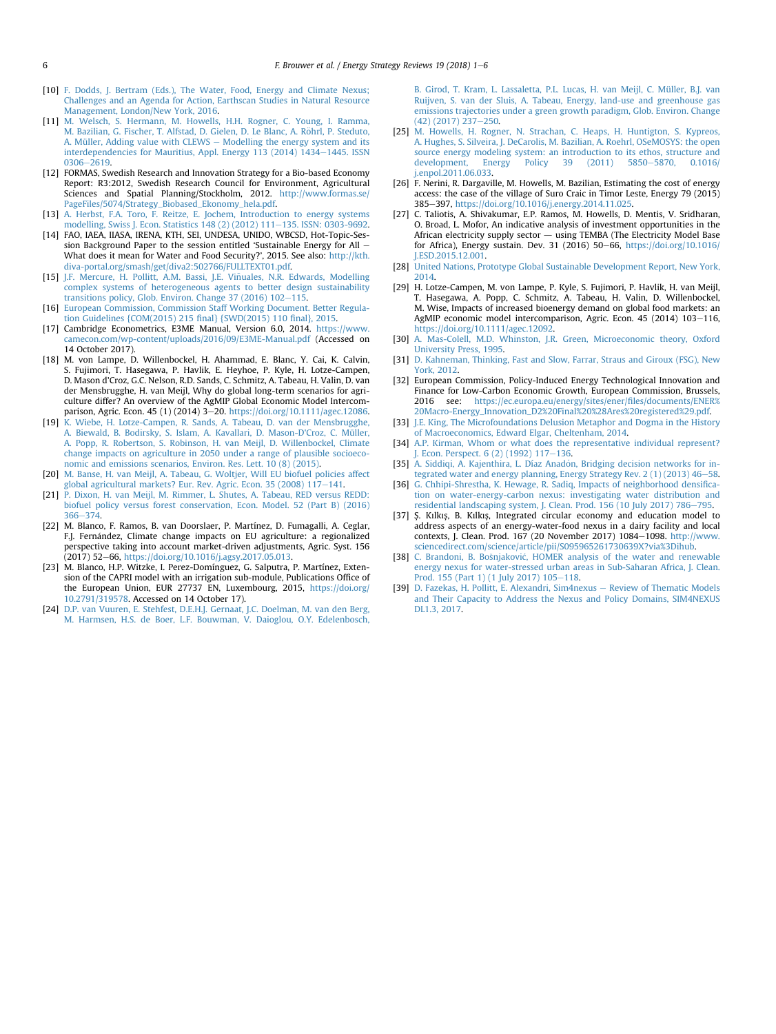[10] F. Dodds, J. Bertram (Eds.), The Water, Food, Energy and Climate Nexus; Challenges and an Agenda for Action, Earthscan Studies in Natural Resource Management, London/New York, 2016.

[11] M. Welsch, S. Hermann, M. Howells, H.H. Rogner, C. Young, I. Ramma, M. Bazilian, G. Fischer, T. Alfstad, D. Gielen, D. Le Blanc, A. Röhrl, P. Steduto, A. Müller, Adding value with CLEWS – Modelling the energy system and its interdependencies for Mauritius, Appl. Energy 113 (2014) 1434–1445. ISSN 0306–2619.

[12] FORMAS, Swedish Research and Innovation Strategy for a Bio-based Economy Report: R3:2012, Swedish Research Council for Environment, Agricultural Sciences and Spatial Planning/Stockholm, 2012. http://www.formas.se/PageFiles/5074/Strategy_Biobased_Ekonomy_hela.pdf.

[13] A. Herbst, F.A. Toro, F. Reitze, E. Jochem, Introduction to energy systems modelling, Swiss J. Econ. Statistics 148 (2) (2012) 111–135. ISSN: 0303-9692.

[14] FAO, IAEA, IIASA, IRENA, KTH, SEI, UNDESA, UNIDO, WBCSD, Hot-Topic-Session Background Paper to the session entitled 'Sustainable Energy for All – What does it mean for Water and Food Security?', 2015. See also: http://kth.diva-portal.org/smash/get/diva2:502766/FULLTEXT01.pdf.

[15] J.F. Mercure, H. Pollitt, A.M. Bassi, J.E. Viñuales, N.R. Edwards, Modelling complex systems of heterogeneous agents to better design sustainability transitions policy, Glob. Environ. Change 37 (2016) 102–115.

[16] European Commission, Commission Staff Working Document. Better Regulation Guidelines {COM(2015) 215 final} {SWD(2015) 110 final}, 2015.

[17] Cambridge Econometrics, E3ME Manual, Version 6.0, 2014. https://www.camecon.com/wp-content/uploads/2016/09/E3ME-Manual.pdf (Accessed on 14 October 2017).

[18] M. von Lampe, D. Willenbockel, H. Ahammad, E. Blanc, Y. Cai, K. Calvin, S. Fujimori, T. Hasegawa, P. Havlik, E. Heyhoe, P. Kyle, H. Lotze-Campen, D. Mason d'Croz, G.C. Nelson, R.D. Sands, C. Schmitz, A. Tabeau, H. Valin, D. van der Mensbrugghe, H. van Meijl, Why do global long-term scenarios for agriculture differ? An overview of the AgMIP Global Economic Model Intercomparison, Agric. Econ. 45 (1) (2014) 3–20. https://doi.org/10.1111/agec.12086.

[19] K. Wiebe, H. Lotze-Campen, R. Sands, A. Tabeau, D. van der Mensbrugghe, A. Biewald, B. Bodirsky, S. Islam, A. Kavallari, D. Mason-D'Croz, C. Müller, A. Popp, R. Robertson, S. Robinson, H. van Meijl, D. Willenbockel, Climate change impacts on agriculture in 2050 under a range of plausible socioeconomic and emissions scenarios, Environ. Res. Lett. 10 (8) (2015).

[20] M. Banse, H. van Meijl, A. Tabeau, G. Woltjer, Will EU biofuel policies affect global agricultural markets? Eur. Rev. Agric. Econ. 35 (2008) 117–141.

[21] P. Dixon, H. van Meijl, M. Rimmer, L. Shutes, A. Tabeau, RED versus REDD: biofuel policy versus forest conservation, Econ. Model. 52 (Part B) (2016) 366–374.

[22] M. Blanco, F. Ramos, B. van Doorslaer, P. Martínez, D. Fumagalli, A. Ceglar, F.J. Fernández, Climate change impacts on EU agriculture: a regionalized perspective taking into account market-driven adjustments, Agric. Syst. 156 (2017) 52–66, https://doi.org/10.1016/j.agsy.2017.05.013.

[23] M. Blanco, H.P. Witzke, I. Perez-Domínguez, G. Salputra, P. Martínez, Extension of the CAPRI model with an irrigation sub-module, Publications Office of the European Union, EUR 27737 EN, Luxembourg, 2015, https://doi.org/10.2791/319578. Accessed on 14 October 17).

[24] D.P. van Vuuren, E. Stehfest, D.E.H.J. Gernaat, J.C. Doelman, M. van den Berg, M. Harmsen, H.S. de Boer, L.F. Bouwman, V. Daioglou, O.Y. Edelenbosch, B. Girod, T. Kram, L. Lassaletta, P.L. Lucas, H. van Meijl, C. Müller, B.J. van Ruijven, S. van der Sluis, A. Tabeau, Energy, land-use and greenhouse gas emissions trajectories under a green growth paradigm, Glob. Environ. Change (42) (2017) 237–250.

[25] M. Howells, H. Rogner, N. Strachan, C. Heaps, H. Huntington, S. Kypreos, A. Hughes, S. Silveira, J. DeCarolis, M. Bazilian, A. Roehrl, OSeMOSYS: the open source energy modeling system: an introduction to its ethos, structure and development, Energy Policy 39 (2011) 5850–5870, 0.1016/j.enpol.2011.06.033.

[26] F. Nerini, R. Dargaville, M. Howells, M. Bazilian, Estimating the cost of energy access: the case of the village of Suro Craic in Timor Leste, Energy 79 (2015) 385–397, https://doi.org/10.1016/j.energy.2014.11.025.

[27] C. Taliotis, A. Shivakumar, E.P. Ramos, M. Howells, D. Mentis, V. Sridharan, O. Broad, L. Mofor, An indicative analysis of investment opportunities in the African electricity supply sector — using TEMBA (The Electricity Model Base for Africa), Energy sustain. Dev. 31 (2016) 50–66, https://doi.org/10.1016/J.ESD.2015.12.001.

[28] United Nations, Prototype Global Sustainable Development Report, New York, 2014.

[29] H. Lotze-Campen, M. von Lampe, P. Kyle, S. Fujimori, P. Havlik, H. van Meijl, T. Hasegawa, A. Popp, C. Schmitz, A. Tabeau, H. Valin, D. Willenbockel, M. Wise, Impacts of increased bioenergy demand on global food markets: an AgMIP economic model intercomparison, Agric. Econ. 45 (2014) 103–116, https://doi.org/10.1111/agec.12092.

[30] A. Mas-Colell, M.D. Whinston, J.R. Green, Microeconomic theory, Oxford University Press, 1995.

[31] D. Kahneman, Thinking, Fast and Slow, Farrar, Straus and Giroux (FSG), New York, 2012.

[32] European Commission, Policy-Induced Energy Technological Innovation and Finance for Low-Carbon Economic Growth, European Commission, Brussels, 2016 see: https://ec.europa.eu/energy/sites/ener/files/documents/ENER%20Macro-Energy_Innovation_D2%20Final%20%28Ares%20registered%29.pdf.

[33] J.E. King, The Microfoundations Delusion Metaphor and Dogma in the History of Macroeconomics, Edward Elgar, Cheltenham, 2014.

[34] A.P. Kirman, Whom or what does the representative individual represent? J. Econ. Perspect. 6 (2) (1992) 117–136.

[35] A. Siddiqi, A. Kajenthira, L. Díaz Anadón, Bridging decision networks for integrated water and energy planning, Energy Strategy Rev. 2 (1) (2013) 46–58.

[36] G. Chhipi-Shrestha, K. Hewage, R. Sadiq, Impacts of neighborhood densification on water-energy-carbon nexus: investigating water distribution and residential landscaping system, J. Clean. Prod. 156 (10 July 2017) 786–795.

[37] Ş. Kılkış, B. Kılkış, Integrated circular economy and education model to address aspects of an energy-water-food nexus in a dairy facility and local contexts, J. Clean. Prod. 167 (20 November 2017) 1084–1098. http://www.sciencedirect.com/science/article/pii/S095965261730639X?via%3Dihub.

[38] C. Brandoni, B. Bošnjaković, HOMER analysis of the water and renewable energy nexus for water-stressed urban areas in Sub-Saharan Africa, J. Clean. Prod. 155 (Part 1) (1 July 2017) 105–118.

[39] D. Fazekas, H. Pollitt, E. Alexandri, Sim4nexus – Review of Thematic Models and Their Capacity to Address the Nexus and Policy Domains, SIM4NEXUS DL1.3, 2017.